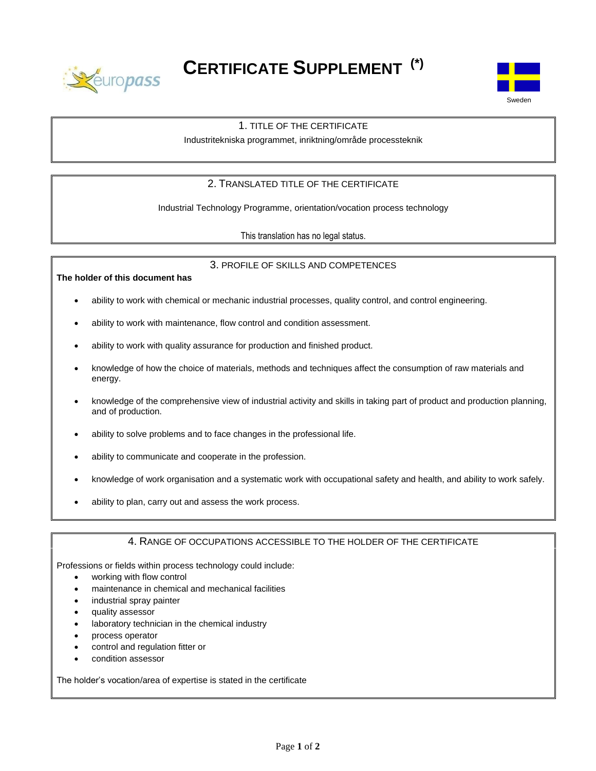# CERTIFICATE SUPPLEMENT (*)

Sweden

## 1. TITLE OF THE CERTIFICATE

Industritekniska programmet, inriktning/område processteknik

## 2. TRANSLATED TITLE OF THE CERTIFICATE

Industrial Technology Programme, orientation/vocation process technology

This translation has no legal status.

## 3. PROFILE OF SKILLS AND COMPETENCES

**The holder of this document has**

- ability to work with chemical or mechanic industrial processes, quality control, and control engineering.
- ability to work with maintenance, flow control and condition assessment.
- ability to work with quality assurance for production and finished product.
- knowledge of how the choice of materials, methods and techniques affect the consumption of raw materials and energy.
- knowledge of the comprehensive view of industrial activity and skills in taking part of product and production planning, and of production.
- ability to solve problems and to face changes in the professional life.
- ability to communicate and cooperate in the profession.
- knowledge of work organisation and a systematic work with occupational safety and health, and ability to work safely.
- ability to plan, carry out and assess the work process.

## 4. RANGE OF OCCUPATIONS ACCESSIBLE TO THE HOLDER OF THE CERTIFICATE

Professions or fields within process technology could include:

- working with flow control
- maintenance in chemical and mechanical facilities
- industrial spray painter
- quality assessor
- laboratory technician in the chemical industry
- process operator
- control and regulation fitter or
- condition assessor

The holder's vocation/area of expertise is stated in the certificate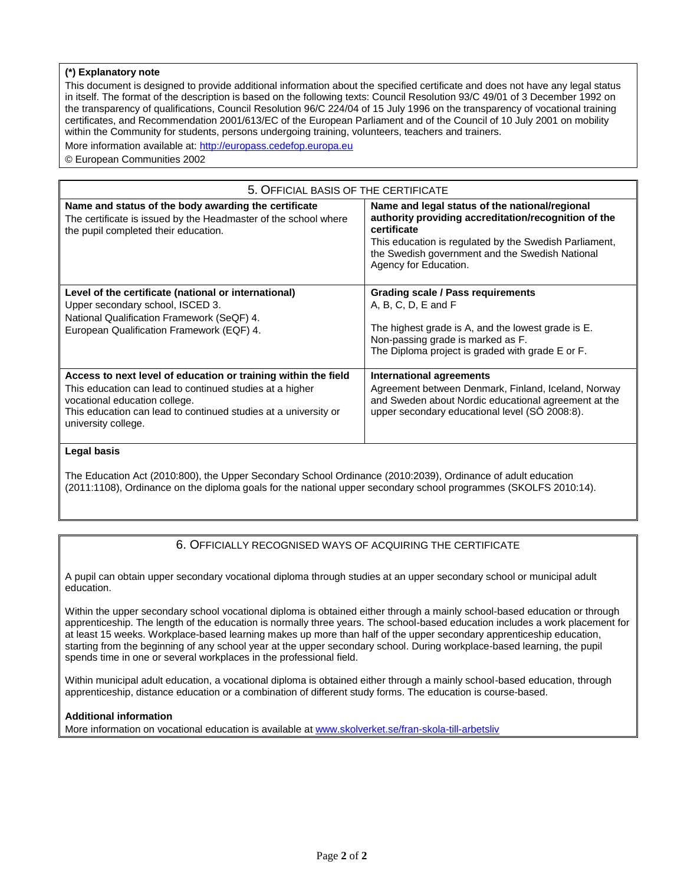**(*) Explanatory note**

This document is designed to provide additional information about the specified certificate and does not have any legal status in itself. The format of the description is based on the following texts: Council Resolution 93/C 49/01 of 3 December 1992 on the transparency of qualifications, Council Resolution 96/C 224/04 of 15 July 1996 on the transparency of vocational training certificates, and Recommendation 2001/613/EC of the European Parliament and of the Council of 10 July 2001 on mobility within the Community for students, persons undergoing training, volunteers, teachers and trainers.

More information available at: http://europass.cedefop.europa.eu

© European Communities 2002

## 5. OFFICIAL BASIS OF THE CERTIFICATE

| | |
|---|---|
| **Name and status of the body awarding the certificate**<br>The certificate is issued by the Headmaster of the school where the pupil completed their education. | **Name and legal status of the national/regional authority providing accreditation/recognition of the certificate**<br>This education is regulated by the Swedish Parliament, the Swedish government and the Swedish National Agency for Education. |
| **Level of the certificate (national or international)**<br>Upper secondary school, ISCED 3.<br>National Qualification Framework (SeQF) 4.<br>European Qualification Framework (EQF) 4. | **Grading scale / Pass requirements**<br>A, B, C, D, E and F<br><br>The highest grade is A, and the lowest grade is E.<br>Non-passing grade is marked as F.<br>The Diploma project is graded with grade E or F. |
| **Access to next level of education or training within the field**<br>This education can lead to continued studies at a higher vocational education college.<br>This education can lead to continued studies at a university or university college. | **International agreements**<br>Agreement between Denmark, Finland, Iceland, Norway and Sweden about Nordic educational agreement at the upper secondary educational level (SÖ 2008:8). |

**Legal basis**

The Education Act (2010:800), the Upper Secondary School Ordinance (2010:2039), Ordinance of adult education (2011:1108), Ordinance on the diploma goals for the national upper secondary school programmes (SKOLFS 2010:14).

## 6. OFFICIALLY RECOGNISED WAYS OF ACQUIRING THE CERTIFICATE

A pupil can obtain upper secondary vocational diploma through studies at an upper secondary school or municipal adult education.

Within the upper secondary school vocational diploma is obtained either through a mainly school-based education or through apprenticeship. The length of the education is normally three years. The school-based education includes a work placement for at least 15 weeks. Workplace-based learning makes up more than half of the upper secondary apprenticeship education, starting from the beginning of any school year at the upper secondary school. During workplace-based learning, the pupil spends time in one or several workplaces in the professional field.

Within municipal adult education, a vocational diploma is obtained either through a mainly school-based education, through apprenticeship, distance education or a combination of different study forms. The education is course-based.

**Additional information**

More information on vocational education is available at www.skolverket.se/fran-skola-till-arbetsliv